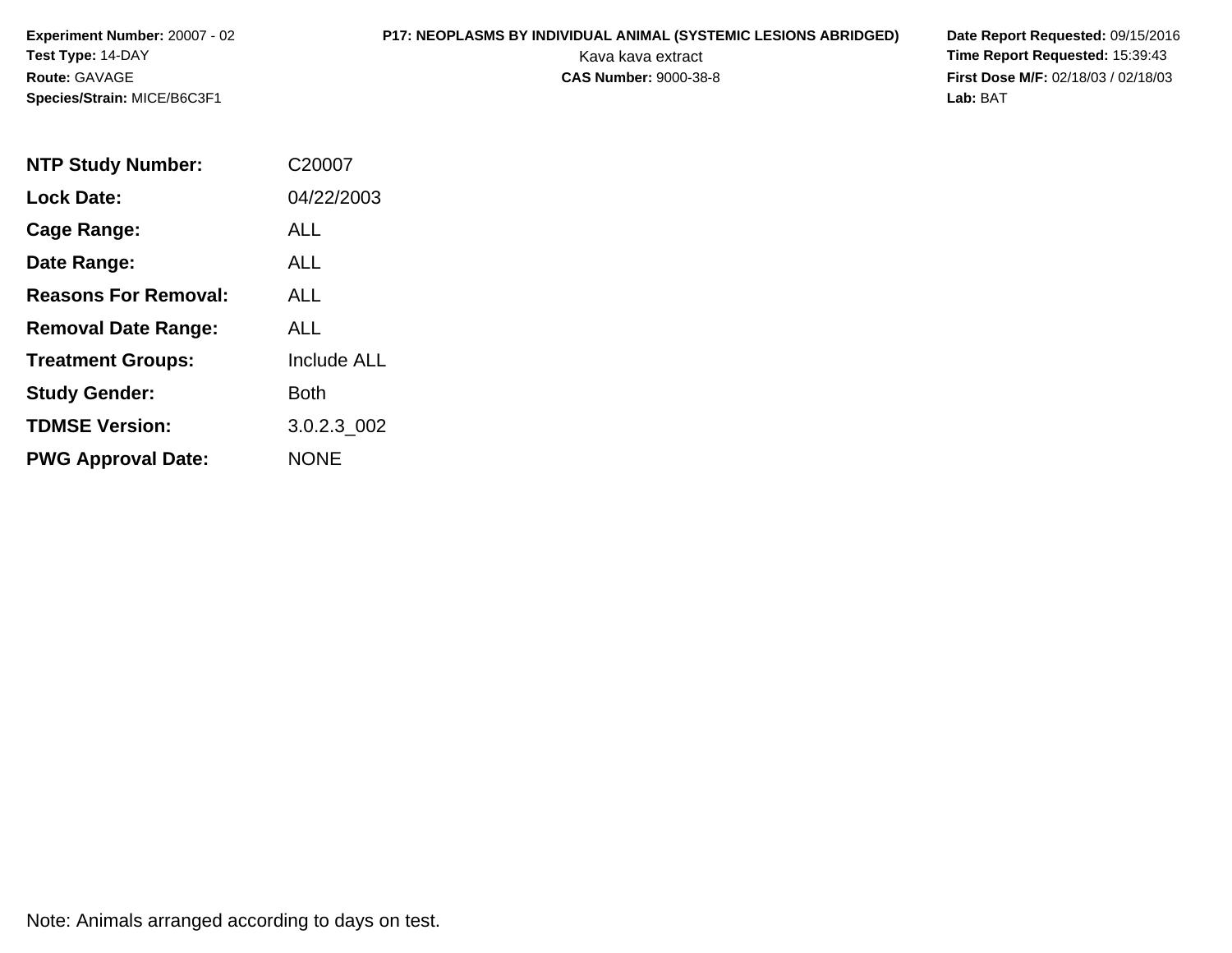**Experiment Number:** 20007 - 02
**Test Type:** 14-DAY
**Route:** GAVAGE
**Species/Strain:** MICE/B6C3F1

**P17: NEOPLASMS BY INDIVIDUAL ANIMAL (SYSTEMIC LESIONS ABRIDGED)**
Kava kava extract
**CAS Number:** 9000-38-8

**Date Report Requested:** 09/15/2016
**Time Report Requested:** 15:39:43
**First Dose M/F:** 02/18/03 / 02/18/03
**Lab:** BAT

| | |
|---|---|
| **NTP Study Number:** | C20007 |
| **Lock Date:** | 04/22/2003 |
| **Cage Range:** | ALL |
| **Date Range:** | ALL |
| **Reasons For Removal:** | ALL |
| **Removal Date Range:** | ALL |
| **Treatment Groups:** | Include ALL |
| **Study Gender:** | Both |
| **TDMSE Version:** | 3.0.2.3_002 |
| **PWG Approval Date:** | NONE |

Note: Animals arranged according to days on test.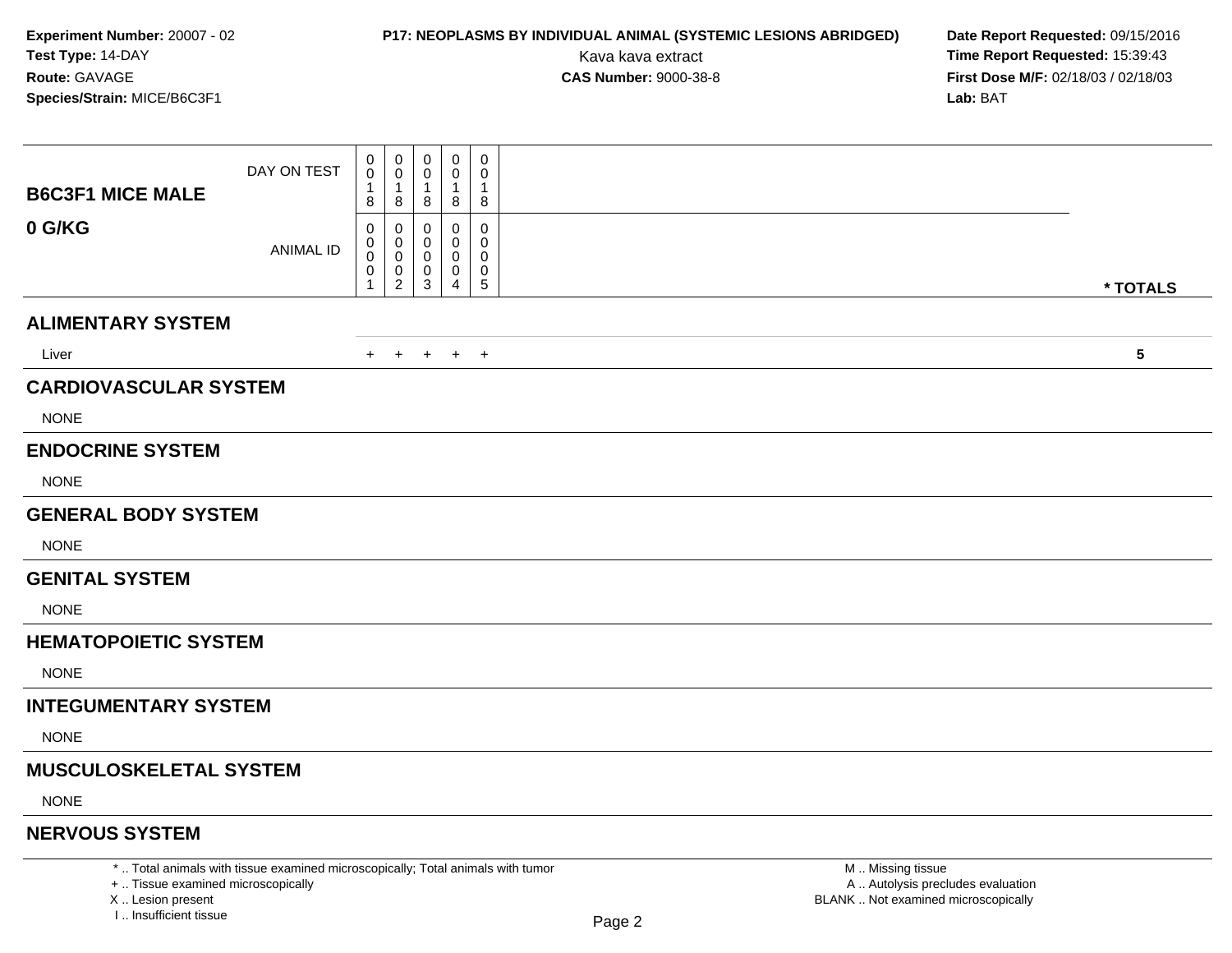**Experiment Number:** 20007 - 02
**Test Type:** 14-DAY
**Route:** GAVAGE
**Species/Strain:** MICE/B6C3F1

**P17: NEOPLASMS BY INDIVIDUAL ANIMAL (SYSTEMIC LESIONS ABRIDGED)**
Kava kava extract
**CAS Number:** 9000-38-8

**Date Report Requested:** 09/15/2016
**Time Report Requested:** 15:39:43
**First Dose M/F:** 02/18/03 / 02/18/03
**Lab:** BAT

| **B6C3F1 MICE MALE** **0 G/KG** | | | | | | |
|---|---|---|---|---|---|---|
| DAY ON TEST | 0018 | 0018 | 0018 | 0018 | 0018 | |
| ANIMAL ID | 00001 | 00002 | 00003 | 00004 | 00005 | *** TOTALS** |
| **ALIMENTARY SYSTEM** | | | | | | |
| Liver | + | + | + | + | + | **5** |
| **CARDIOVASCULAR SYSTEM** | | | | | | |
| NONE | | | | | | |
| **ENDOCRINE SYSTEM** | | | | | | |
| NONE | | | | | | |
| **GENERAL BODY SYSTEM** | | | | | | |
| NONE | | | | | | |
| **GENITAL SYSTEM** | | | | | | |
| NONE | | | | | | |
| **HEMATOPOIETIC SYSTEM** | | | | | | |
| NONE | | | | | | |
| **INTEGUMENTARY SYSTEM** | | | | | | |
| NONE | | | | | | |
| **MUSCULOSKELETAL SYSTEM** | | | | | | |
| NONE | | | | | | |
| **NERVOUS SYSTEM** | | | | | | |

* .. Total animals with tissue examined microscopically; Total animals with tumor
+ .. Tissue examined microscopically
X .. Lesion present
I .. Insufficient tissue

M .. Missing tissue
A .. Autolysis precludes evaluation
BLANK .. Not examined microscopically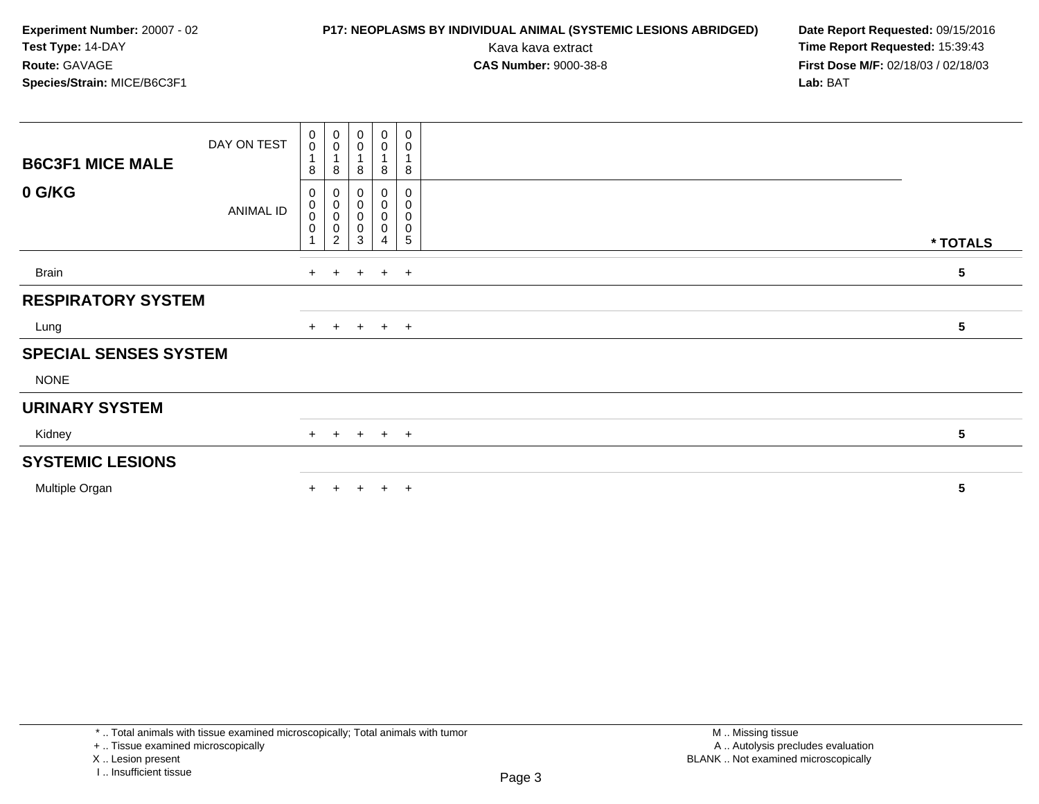**Experiment Number:** 20007 - 02
**Test Type:** 14-DAY
**Route:** GAVAGE
**Species/Strain:** MICE/B6C3F1

**P17: NEOPLASMS BY INDIVIDUAL ANIMAL (SYSTEMIC LESIONS ABRIDGED)**
Kava kava extract
**CAS Number:** 9000-38-8

**Date Report Requested:** 09/15/2016
**Time Report Requested:** 15:39:43
**First Dose M/F:** 02/18/03 / 02/18/03
**Lab:** BAT

| **B6C3F1 MICE MALE** **0 G/KG** | | | | | | |
|---|---|---|---|---|---|---|
| DAY ON TEST | 0018 | 0018 | 0018 | 0018 | 0018 | |
| ANIMAL ID | 00001 | 00002 | 00003 | 00004 | 00005 | *** TOTALS** |
| Brain | + | + | + | + | + | **5** |
| **RESPIRATORY SYSTEM** | | | | | | |
| Lung | + | + | + | + | + | **5** |
| **SPECIAL SENSES SYSTEM** | | | | | | |
| NONE | | | | | | |
| **URINARY SYSTEM** | | | | | | |
| Kidney | + | + | + | + | + | **5** |
| **SYSTEMIC LESIONS** | | | | | | |
| Multiple Organ | + | + | + | + | + | **5** |

* .. Total animals with tissue examined microscopically; Total animals with tumor
+ .. Tissue examined microscopically
X .. Lesion present
I .. Insufficient tissue

M .. Missing tissue
A .. Autolysis precludes evaluation
BLANK .. Not examined microscopically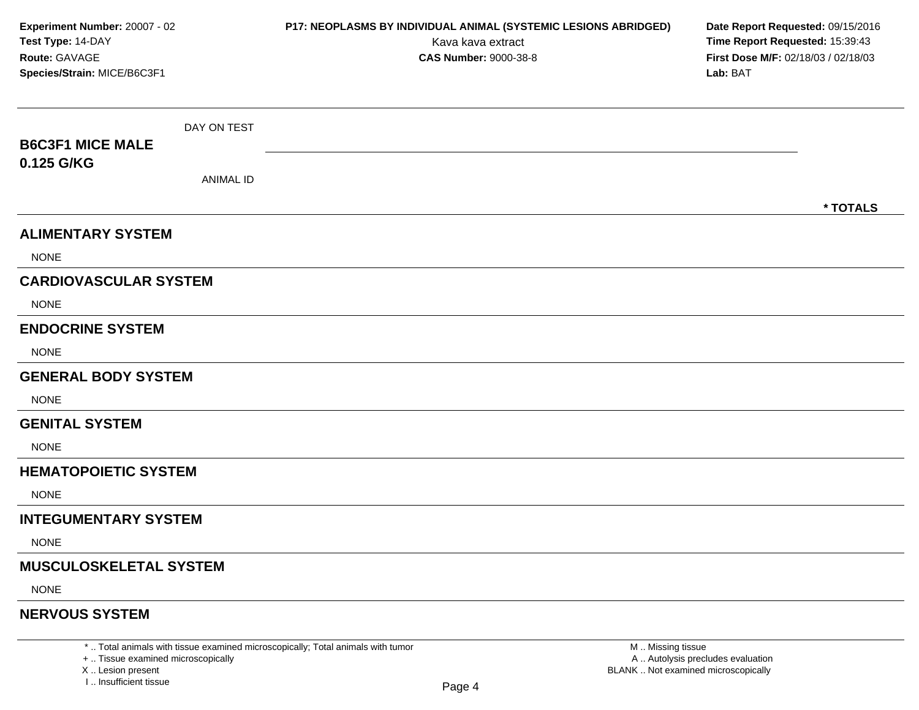**Experiment Number:** 20007 - 02
**Test Type:** 14-DAY
**Route:** GAVAGE
**Species/Strain:** MICE/B6C3F1

**P17: NEOPLASMS BY INDIVIDUAL ANIMAL (SYSTEMIC LESIONS ABRIDGED)**
Kava kava extract
**CAS Number:** 9000-38-8

**Date Report Requested:** 09/15/2016
**Time Report Requested:** 15:39:43
**First Dose M/F:** 02/18/03 / 02/18/03
**Lab:** BAT

**B6C3F1 MICE MALE**
**0.125 G/KG**

DAY ON TEST

ANIMAL ID

**\* TOTALS**

## ALIMENTARY SYSTEM

NONE

## CARDIOVASCULAR SYSTEM

NONE

## ENDOCRINE SYSTEM

NONE

## GENERAL BODY SYSTEM

NONE

## GENITAL SYSTEM

NONE

## HEMATOPOIETIC SYSTEM

NONE

## INTEGUMENTARY SYSTEM

NONE

## MUSCULOSKELETAL SYSTEM

NONE

## NERVOUS SYSTEM

\* .. Total animals with tissue examined microscopically; Total animals with tumor
\+ .. Tissue examined microscopically
X .. Lesion present
I .. Insufficient tissue

M .. Missing tissue
A .. Autolysis precludes evaluation
BLANK .. Not examined microscopically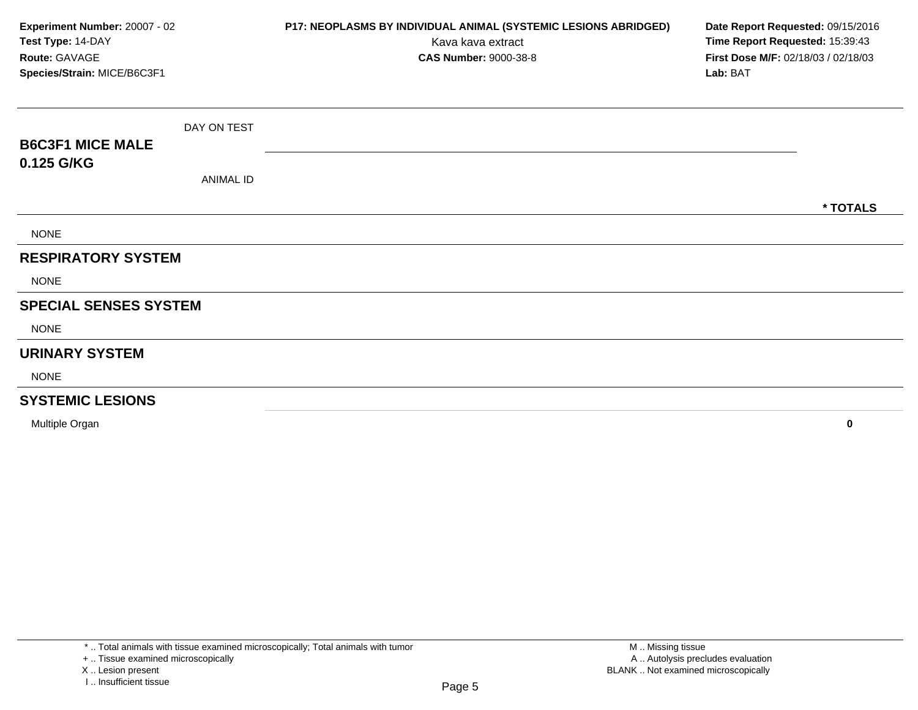**Experiment Number:** 20007 - 02
**Test Type:** 14-DAY
**Route:** GAVAGE
**Species/Strain:** MICE/B6C3F1

**P17: NEOPLASMS BY INDIVIDUAL ANIMAL (SYSTEMIC LESIONS ABRIDGED)**
Kava kava extract
**CAS Number:** 9000-38-8

**Date Report Requested:** 09/15/2016
**Time Report Requested:** 15:39:43
**First Dose M/F:** 02/18/03 / 02/18/03
**Lab:** BAT

| **B6C3F1 MICE MALE 0.125 G/KG** DAY ON TEST / ANIMAL ID | | * TOTALS |
|---|---|---|
| NONE | | |
| **RESPIRATORY SYSTEM** | | |
| NONE | | |
| **SPECIAL SENSES SYSTEM** | | |
| NONE | | |
| **URINARY SYSTEM** | | |
| NONE | | |
| **SYSTEMIC LESIONS** | | |
| Multiple Organ | | **0** |

\* .. Total animals with tissue examined microscopically; Total animals with tumor
\+ .. Tissue examined microscopically
X .. Lesion present
I .. Insufficient tissue

M .. Missing tissue
A .. Autolysis precludes evaluation
BLANK .. Not examined microscopically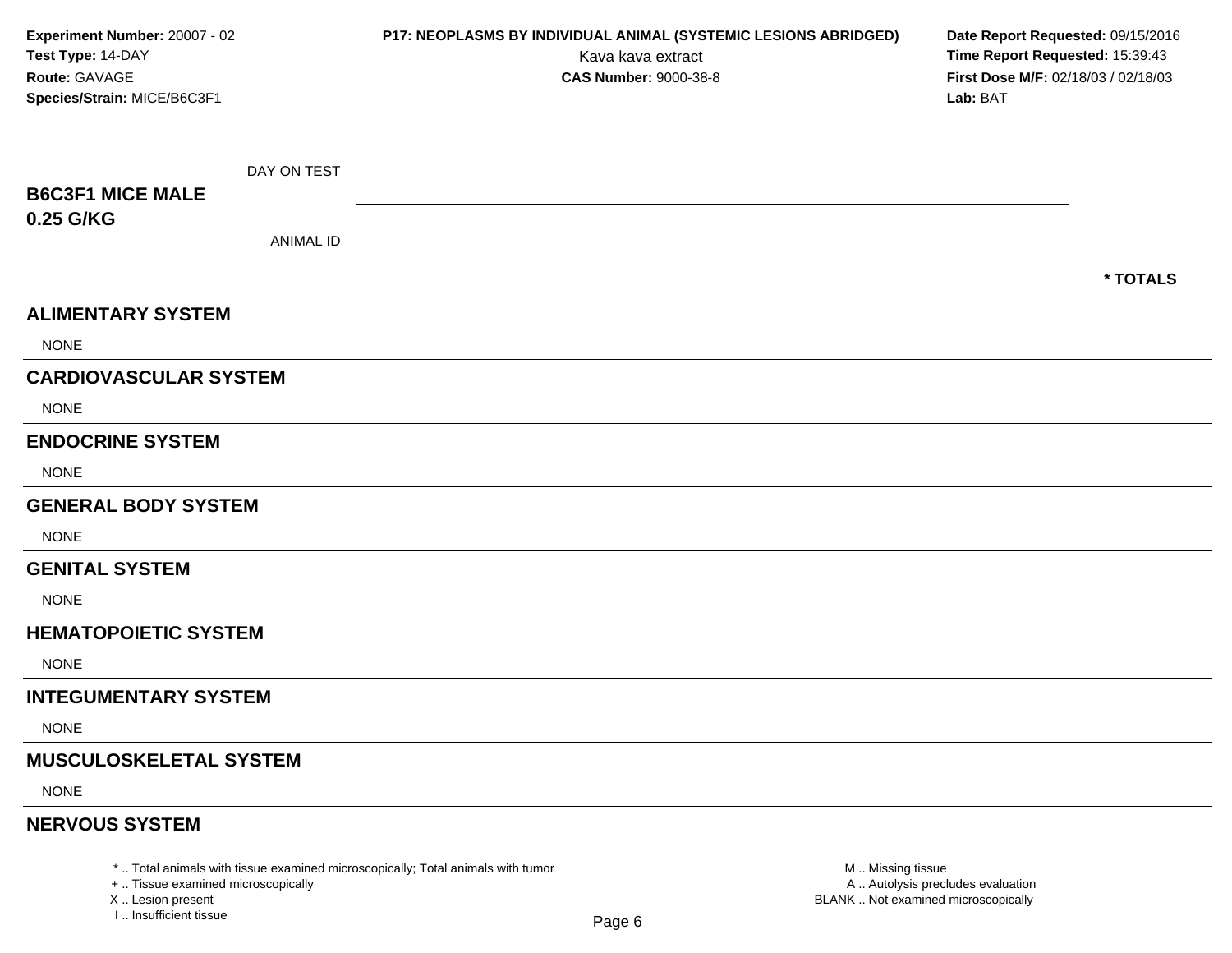**Experiment Number:** 20007 - 02
**Test Type:** 14-DAY
**Route:** GAVAGE
**Species/Strain:** MICE/B6C3F1

**P17: NEOPLASMS BY INDIVIDUAL ANIMAL (SYSTEMIC LESIONS ABRIDGED)**
Kava kava extract
**CAS Number:** 9000-38-8

**Date Report Requested:** 09/15/2016
**Time Report Requested:** 15:39:43
**First Dose M/F:** 02/18/03 / 02/18/03
**Lab:** BAT

## B6C3F1 MICE MALE 0.25 G/KG

DAY ON TEST

ANIMAL ID

\* TOTALS

### ALIMENTARY SYSTEM

NONE

### CARDIOVASCULAR SYSTEM

NONE

### ENDOCRINE SYSTEM

NONE

### GENERAL BODY SYSTEM

NONE

### GENITAL SYSTEM

NONE

### HEMATOPOIETIC SYSTEM

NONE

### INTEGUMENTARY SYSTEM

NONE

### MUSCULOSKELETAL SYSTEM

NONE

### NERVOUS SYSTEM

\* .. Total animals with tissue examined microscopically; Total animals with tumor
+ .. Tissue examined microscopically
X .. Lesion present
I .. Insufficient tissue

M .. Missing tissue
A .. Autolysis precludes evaluation
BLANK .. Not examined microscopically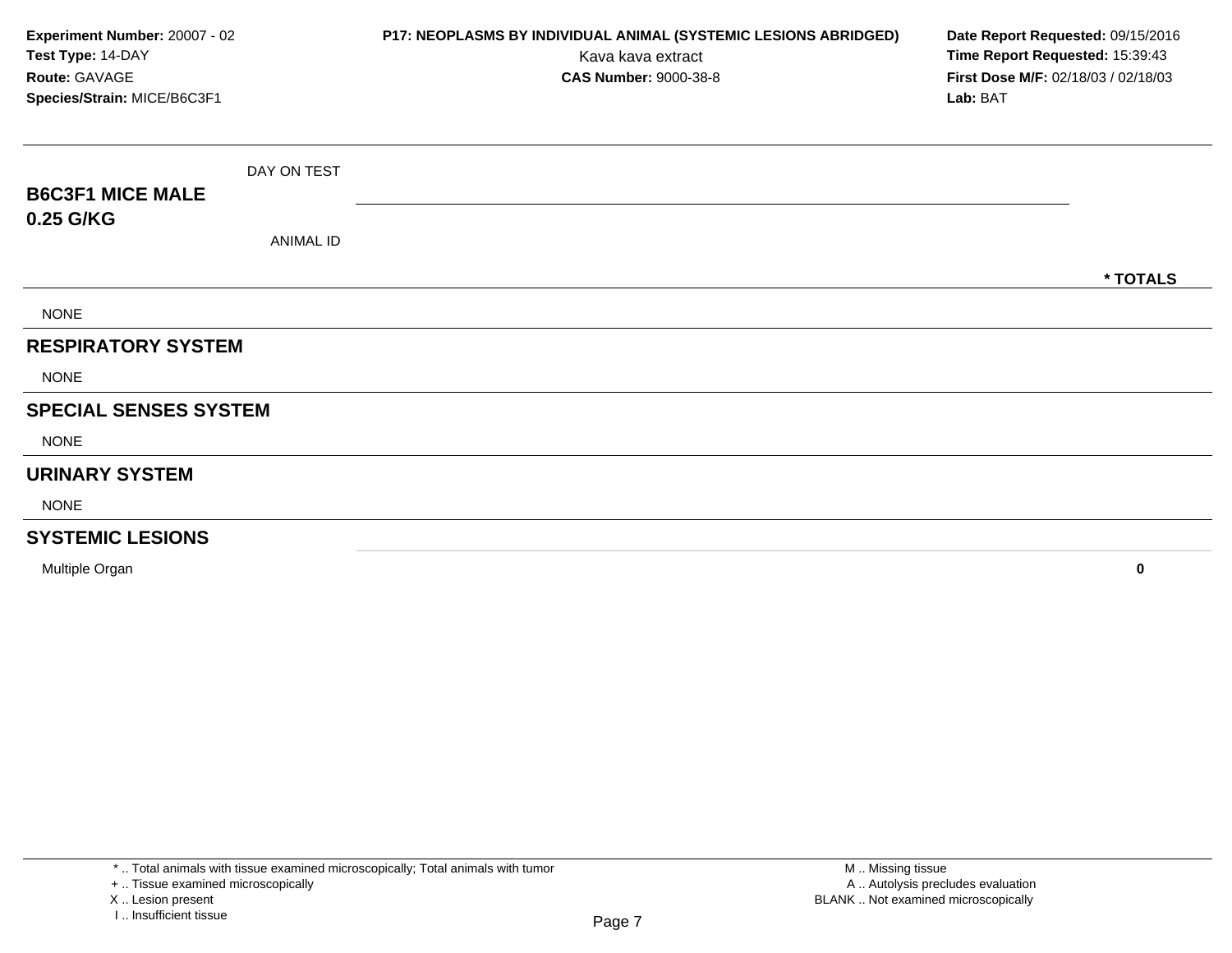**Experiment Number:** 20007 - 02
**Test Type:** 14-DAY
**Route:** GAVAGE
**Species/Strain:** MICE/B6C3F1

**P17: NEOPLASMS BY INDIVIDUAL ANIMAL (SYSTEMIC LESIONS ABRIDGED)**
Kava kava extract
**CAS Number:** 9000-38-8

**Date Report Requested:** 09/15/2016
**Time Report Requested:** 15:39:43
**First Dose M/F:** 02/18/03 / 02/18/03
**Lab:** BAT

| B6C3F1 MICE MALE 0.25 G/KG | DAY ON TEST / ANIMAL ID | * TOTALS |
|---|---|---|
| NONE | | |
| **RESPIRATORY SYSTEM** | | |
| NONE | | |
| **SPECIAL SENSES SYSTEM** | | |
| NONE | | |
| **URINARY SYSTEM** | | |
| NONE | | |
| **SYSTEMIC LESIONS** | | |
| Multiple Organ | | **0** |

* .. Total animals with tissue examined microscopically; Total animals with tumor
+ .. Tissue examined microscopically
X .. Lesion present
I .. Insufficient tissue

M .. Missing tissue
A .. Autolysis precludes evaluation
BLANK .. Not examined microscopically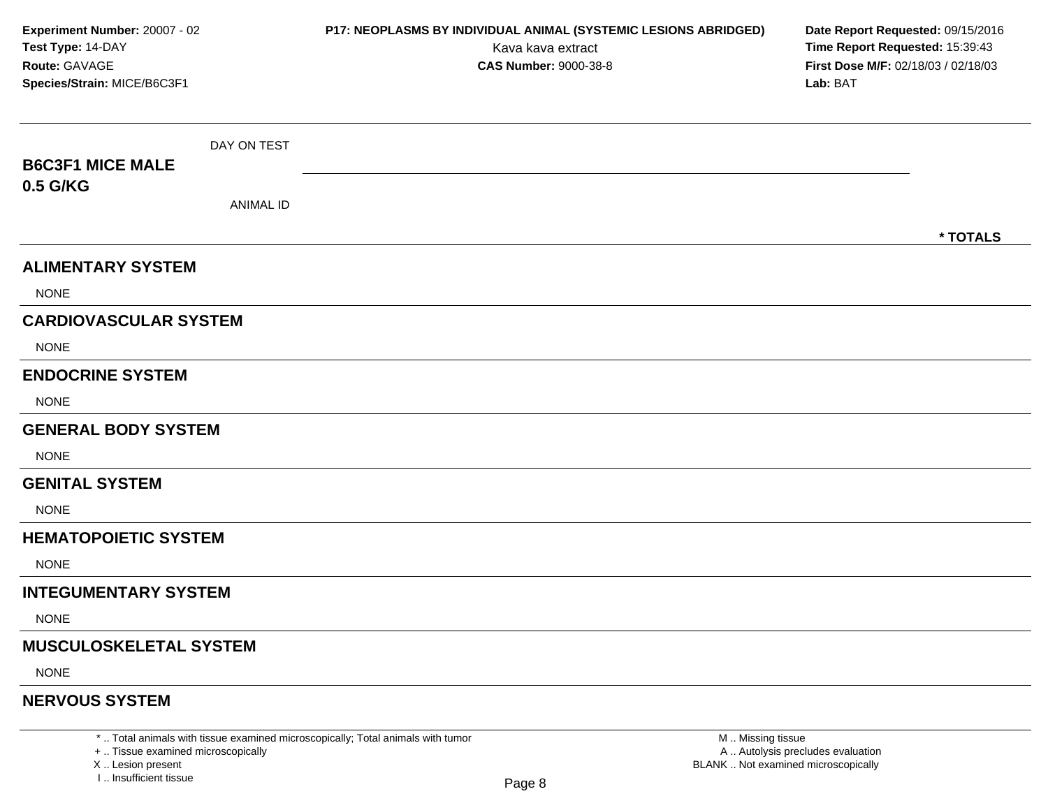**Experiment Number:** 20007 - 02
**Test Type:** 14-DAY
**Route:** GAVAGE
**Species/Strain:** MICE/B6C3F1

**P17: NEOPLASMS BY INDIVIDUAL ANIMAL (SYSTEMIC LESIONS ABRIDGED)**
Kava kava extract
**CAS Number:** 9000-38-8

**Date Report Requested:** 09/15/2016
**Time Report Requested:** 15:39:43
**First Dose M/F:** 02/18/03 / 02/18/03
**Lab:** BAT

**B6C3F1 MICE MALE**
**0.5 G/KG**

DAY ON TEST

ANIMAL ID

**\* TOTALS**

## ALIMENTARY SYSTEM

NONE

## CARDIOVASCULAR SYSTEM

NONE

## ENDOCRINE SYSTEM

NONE

## GENERAL BODY SYSTEM

NONE

## GENITAL SYSTEM

NONE

## HEMATOPOIETIC SYSTEM

NONE

## INTEGUMENTARY SYSTEM

NONE

## MUSCULOSKELETAL SYSTEM

NONE

## NERVOUS SYSTEM

\* .. Total animals with tissue examined microscopically; Total animals with tumor
\+ .. Tissue examined microscopically
X .. Lesion present
I .. Insufficient tissue

M .. Missing tissue
A .. Autolysis precludes evaluation
BLANK .. Not examined microscopically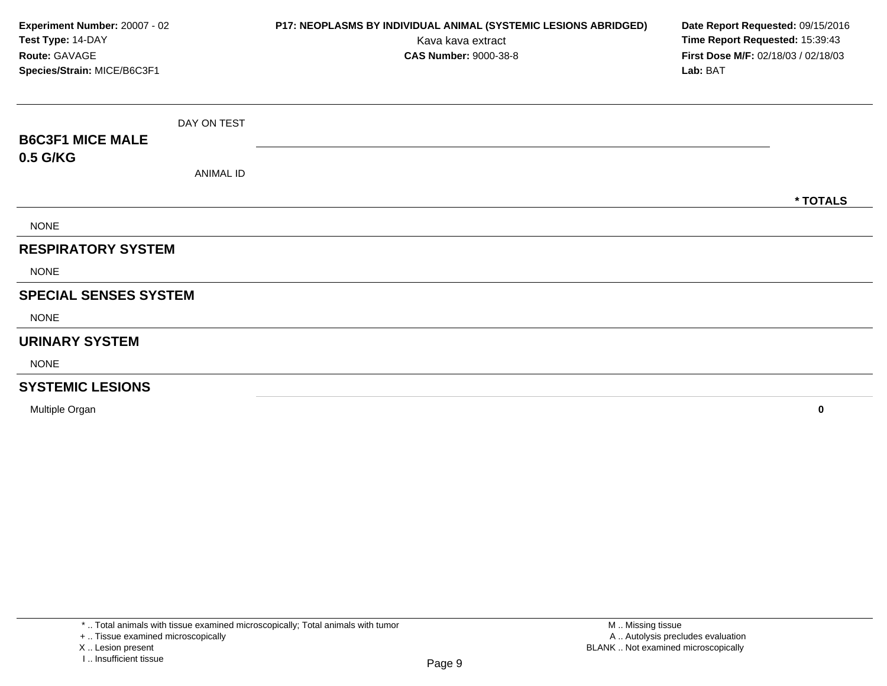**Experiment Number:** 20007 - 02
**Test Type:** 14-DAY
**Route:** GAVAGE
**Species/Strain:** MICE/B6C3F1

**P17: NEOPLASMS BY INDIVIDUAL ANIMAL (SYSTEMIC LESIONS ABRIDGED)**
Kava kava extract
**CAS Number:** 9000-38-8

**Date Report Requested:** 09/15/2016
**Time Report Requested:** 15:39:43
**First Dose M/F:** 02/18/03 / 02/18/03
**Lab:** BAT

| **B6C3F1 MICE MALE 0.5 G/KG** DAY ON TEST / ANIMAL ID | * TOTALS |
|---|---|
| NONE | |
| **RESPIRATORY SYSTEM** | |
| NONE | |
| **SPECIAL SENSES SYSTEM** | |
| NONE | |
| **URINARY SYSTEM** | |
| NONE | |
| **SYSTEMIC LESIONS** | |
| Multiple Organ | **0** |

\* .. Total animals with tissue examined microscopically; Total animals with tumor
\+ .. Tissue examined microscopically
X .. Lesion present
I .. Insufficient tissue

M .. Missing tissue
A .. Autolysis precludes evaluation
BLANK .. Not examined microscopically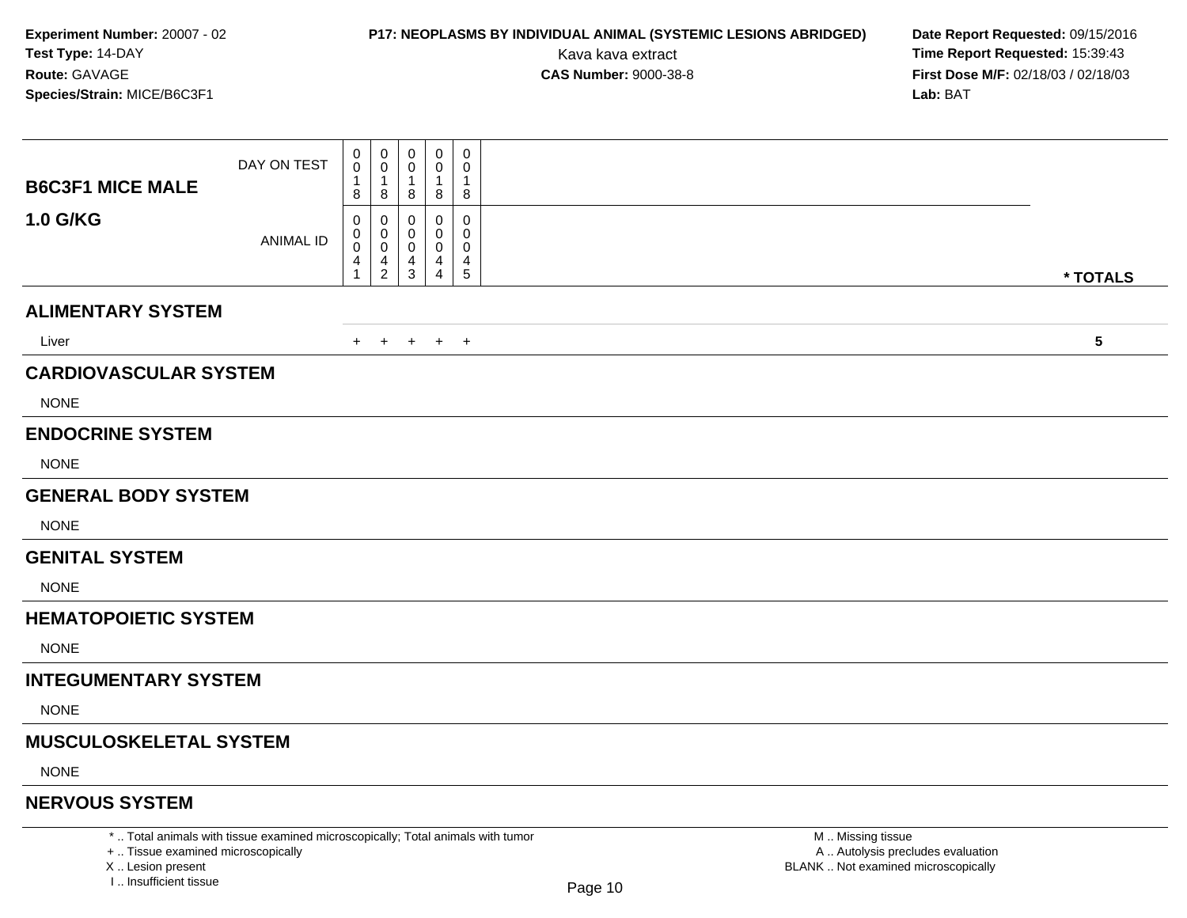**Experiment Number:** 20007 - 02
**Test Type:** 14-DAY
**Route:** GAVAGE
**Species/Strain:** MICE/B6C3F1

**P17: NEOPLASMS BY INDIVIDUAL ANIMAL (SYSTEMIC LESIONS ABRIDGED)**
Kava kava extract
**CAS Number:** 9000-38-8

**Date Report Requested:** 09/15/2016
**Time Report Requested:** 15:39:43
**First Dose M/F:** 02/18/03 / 02/18/03
**Lab:** BAT

| B6C3F1 MICE MALE 1.0 G/KG | | | | | | |
|---|---|---|---|---|---|---|
| DAY ON TEST | 0018 | 0018 | 0018 | 0018 | 0018 | |
| ANIMAL ID | 00041 | 00042 | 00043 | 00044 | 00045 | * TOTALS |
| **ALIMENTARY SYSTEM** | | | | | | |
| Liver | + | + | + | + | + | 5 |
| **CARDIOVASCULAR SYSTEM** | | | | | | |
| NONE | | | | | | |
| **ENDOCRINE SYSTEM** | | | | | | |
| NONE | | | | | | |
| **GENERAL BODY SYSTEM** | | | | | | |
| NONE | | | | | | |
| **GENITAL SYSTEM** | | | | | | |
| NONE | | | | | | |
| **HEMATOPOIETIC SYSTEM** | | | | | | |
| NONE | | | | | | |
| **INTEGUMENTARY SYSTEM** | | | | | | |
| NONE | | | | | | |
| **MUSCULOSKELETAL SYSTEM** | | | | | | |
| NONE | | | | | | |
| **NERVOUS SYSTEM** | | | | | | |

* .. Total animals with tissue examined microscopically; Total animals with tumor
+ .. Tissue examined microscopically
X .. Lesion present
I .. Insufficient tissue

M .. Missing tissue
A .. Autolysis precludes evaluation
BLANK .. Not examined microscopically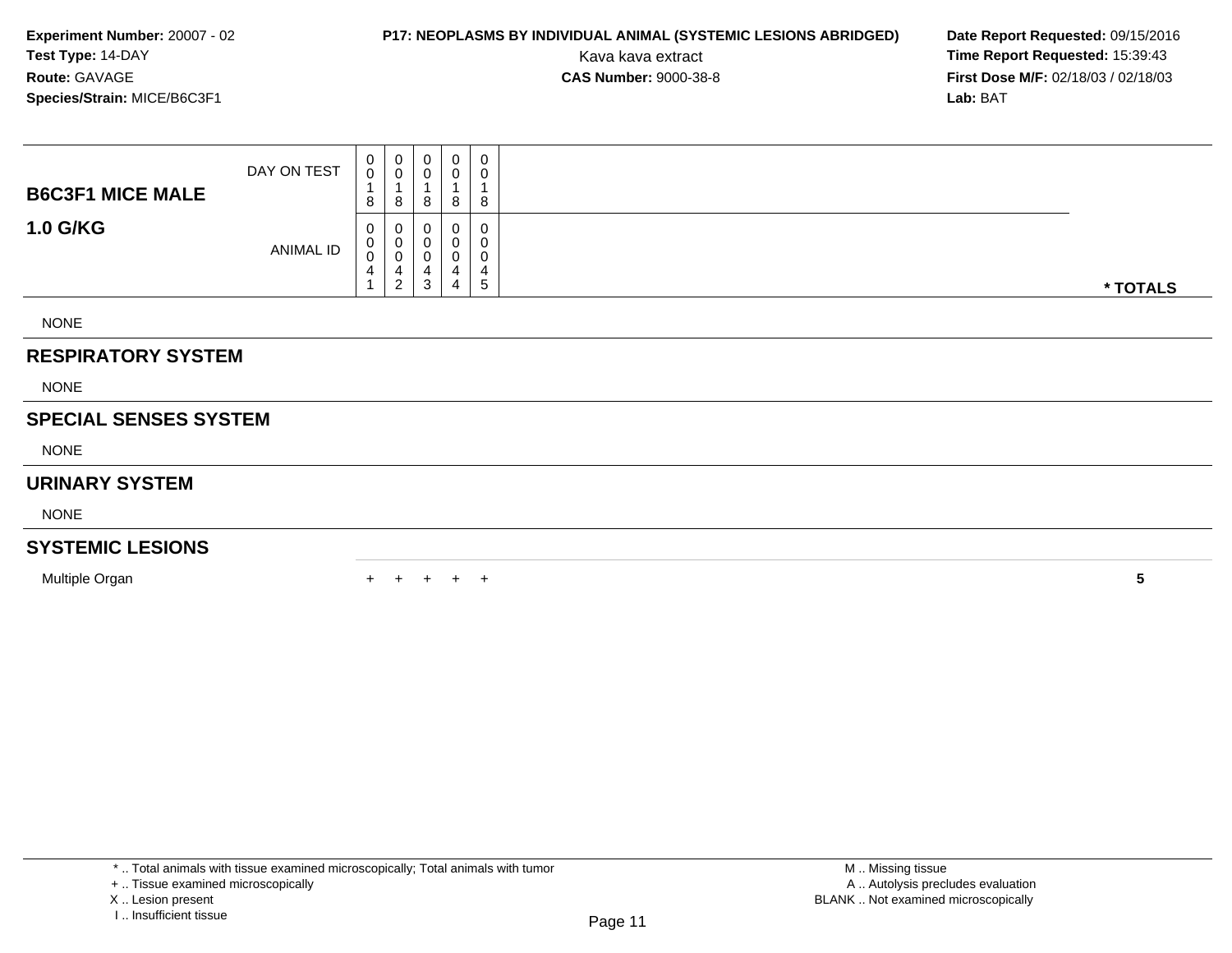**Experiment Number:** 20007 - 02
**Test Type:** 14-DAY
**Route:** GAVAGE
**Species/Strain:** MICE/B6C3F1

**P17: NEOPLASMS BY INDIVIDUAL ANIMAL (SYSTEMIC LESIONS ABRIDGED)**
Kava kava extract
**CAS Number:** 9000-38-8

**Date Report Requested:** 09/15/2016
**Time Report Requested:** 15:39:43
**First Dose M/F:** 02/18/03 / 02/18/03
**Lab:** BAT

| **B6C3F1 MICE MALE** **1.0 G/KG** | | | | | | |
|---|---|---|---|---|---|---|
| DAY ON TEST | 0018 | 0018 | 0018 | 0018 | 0018 | |
| ANIMAL ID | 00041 | 00042 | 00043 | 00044 | 00045 | *** TOTALS** |
| NONE | | | | | | |
| **RESPIRATORY SYSTEM** | | | | | | |
| NONE | | | | | | |
| **SPECIAL SENSES SYSTEM** | | | | | | |
| NONE | | | | | | |
| **URINARY SYSTEM** | | | | | | |
| NONE | | | | | | |
| **SYSTEMIC LESIONS** | | | | | | |
| Multiple Organ | + | + | + | + | + | **5** |

\* .. Total animals with tissue examined microscopically; Total animals with tumor
\+ .. Tissue examined microscopically
X .. Lesion present
I .. Insufficient tissue

M .. Missing tissue
A .. Autolysis precludes evaluation
BLANK .. Not examined microscopically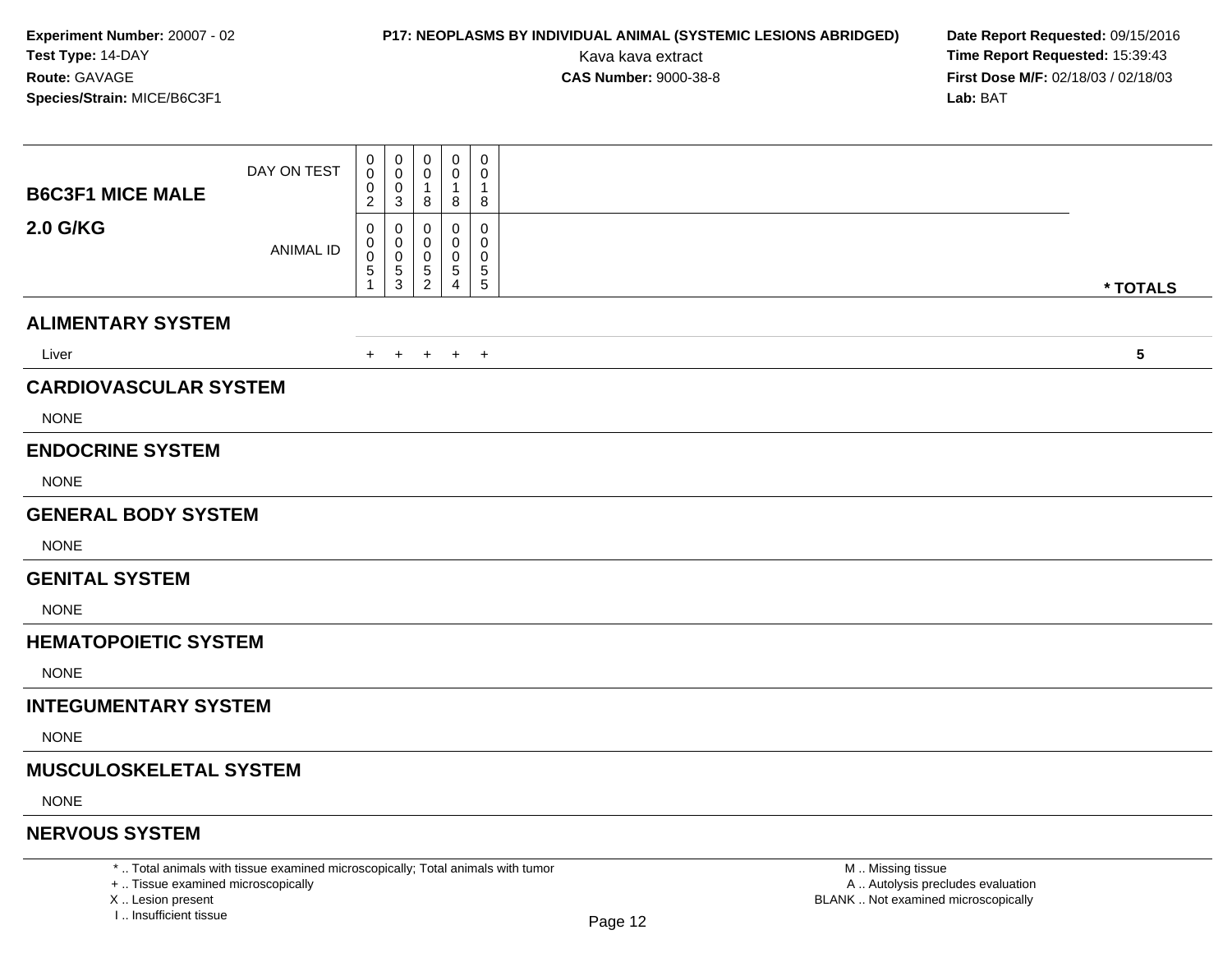**Experiment Number:** 20007 - 02
**Test Type:** 14-DAY
**Route:** GAVAGE
**Species/Strain:** MICE/B6C3F1

**P17: NEOPLASMS BY INDIVIDUAL ANIMAL (SYSTEMIC LESIONS ABRIDGED)**
Kava kava extract
**CAS Number:** 9000-38-8

**Date Report Requested:** 09/15/2016
**Time Report Requested:** 15:39:43
**First Dose M/F:** 02/18/03 / 02/18/03
**Lab:** BAT

| B6C3F1 MICE MALE 2.0 G/KG | | | | | | |
|---|---|---|---|---|---|---|
| DAY ON TEST | 0002 | 0003 | 0018 | 0018 | 0018 | |
| ANIMAL ID | 00051 | 00053 | 00052 | 00054 | 00055 | * TOTALS |
| **ALIMENTARY SYSTEM** | | | | | | |
| Liver | + | + | + | + | + | 5 |
| **CARDIOVASCULAR SYSTEM** | | | | | | |
| NONE | | | | | | |
| **ENDOCRINE SYSTEM** | | | | | | |
| NONE | | | | | | |
| **GENERAL BODY SYSTEM** | | | | | | |
| NONE | | | | | | |
| **GENITAL SYSTEM** | | | | | | |
| NONE | | | | | | |
| **HEMATOPOIETIC SYSTEM** | | | | | | |
| NONE | | | | | | |
| **INTEGUMENTARY SYSTEM** | | | | | | |
| NONE | | | | | | |
| **MUSCULOSKELETAL SYSTEM** | | | | | | |
| NONE | | | | | | |
| **NERVOUS SYSTEM** | | | | | | |

\* .. Total animals with tissue examined microscopically; Total animals with tumor
\+ .. Tissue examined microscopically
X .. Lesion present
I .. Insufficient tissue

M .. Missing tissue
A .. Autolysis precludes evaluation
BLANK .. Not examined microscopically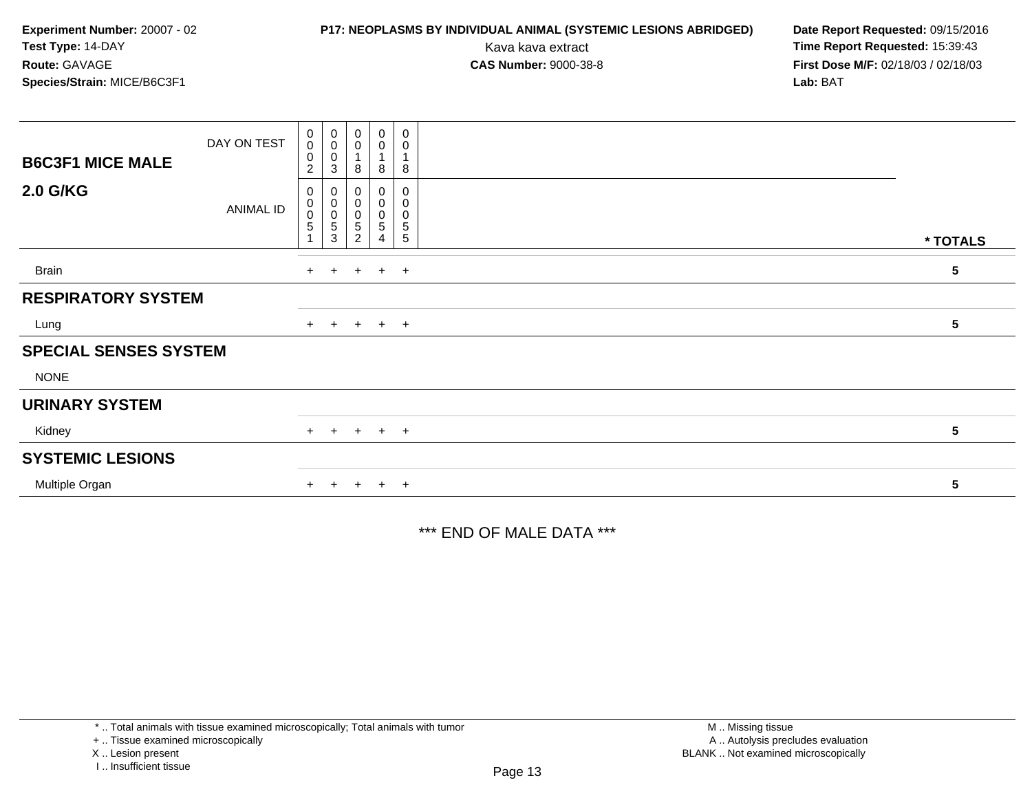**Experiment Number:** 20007 - 02
**Test Type:** 14-DAY
**Route:** GAVAGE
**Species/Strain:** MICE/B6C3F1

**P17: NEOPLASMS BY INDIVIDUAL ANIMAL (SYSTEMIC LESIONS ABRIDGED)**
Kava kava extract
**CAS Number:** 9000-38-8

**Date Report Requested:** 09/15/2016
**Time Report Requested:** 15:39:43
**First Dose M/F:** 02/18/03 / 02/18/03
**Lab:** BAT

| B6C3F1 MICE MALE 2.0 G/KG | | | | | | |
|---|---|---|---|---|---|---|
| DAY ON TEST | 0002 | 0003 | 0018 | 0018 | 0018 | |
| ANIMAL ID | 00051 | 00053 | 00052 | 00054 | 00055 | * TOTALS |
| Brain | + | + | + | + | + | 5 |
| **RESPIRATORY SYSTEM** | | | | | | |
| Lung | + | + | + | + | + | 5 |
| **SPECIAL SENSES SYSTEM** | | | | | | |
| NONE | | | | | | |
| **URINARY SYSTEM** | | | | | | |
| Kidney | + | + | + | + | + | 5 |
| **SYSTEMIC LESIONS** | | | | | | |
| Multiple Organ | + | + | + | + | + | 5 |

\*** END OF MALE DATA ***

\* .. Total animals with tissue examined microscopically; Total animals with tumor
\+ .. Tissue examined microscopically
X .. Lesion present
I .. Insufficient tissue

M .. Missing tissue
A .. Autolysis precludes evaluation
BLANK .. Not examined microscopically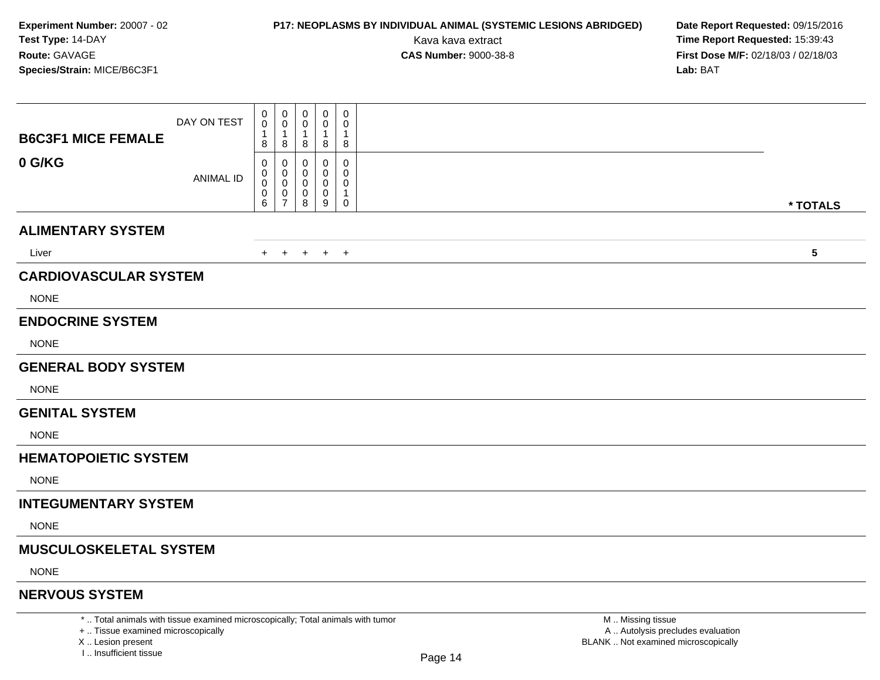**Experiment Number:** 20007 - 02
**Test Type:** 14-DAY
**Route:** GAVAGE
**Species/Strain:** MICE/B6C3F1

**P17: NEOPLASMS BY INDIVIDUAL ANIMAL (SYSTEMIC LESIONS ABRIDGED)**
Kava kava extract
**CAS Number:** 9000-38-8

**Date Report Requested:** 09/15/2016
**Time Report Requested:** 15:39:43
**First Dose M/F:** 02/18/03 / 02/18/03
**Lab:** BAT

| **B6C3F1 MICE FEMALE** **0 G/KG** | | | | | | |
|---|---|---|---|---|---|---|
| DAY ON TEST | 0018 | 0018 | 0018 | 0018 | 0018 | |
| ANIMAL ID | 00006 | 00007 | 00008 | 00009 | 00010 | * TOTALS |
| **ALIMENTARY SYSTEM** | | | | | | |
| Liver | + | + | + | + | + | 5 |
| **CARDIOVASCULAR SYSTEM** | | | | | | |
| NONE | | | | | | |
| **ENDOCRINE SYSTEM** | | | | | | |
| NONE | | | | | | |
| **GENERAL BODY SYSTEM** | | | | | | |
| NONE | | | | | | |
| **GENITAL SYSTEM** | | | | | | |
| NONE | | | | | | |
| **HEMATOPOIETIC SYSTEM** | | | | | | |
| NONE | | | | | | |
| **INTEGUMENTARY SYSTEM** | | | | | | |
| NONE | | | | | | |
| **MUSCULOSKELETAL SYSTEM** | | | | | | |
| NONE | | | | | | |
| **NERVOUS SYSTEM** | | | | | | |

* .. Total animals with tissue examined microscopically; Total animals with tumor
+ .. Tissue examined microscopically
X .. Lesion present
I .. Insufficient tissue

M .. Missing tissue
A .. Autolysis precludes evaluation
BLANK .. Not examined microscopically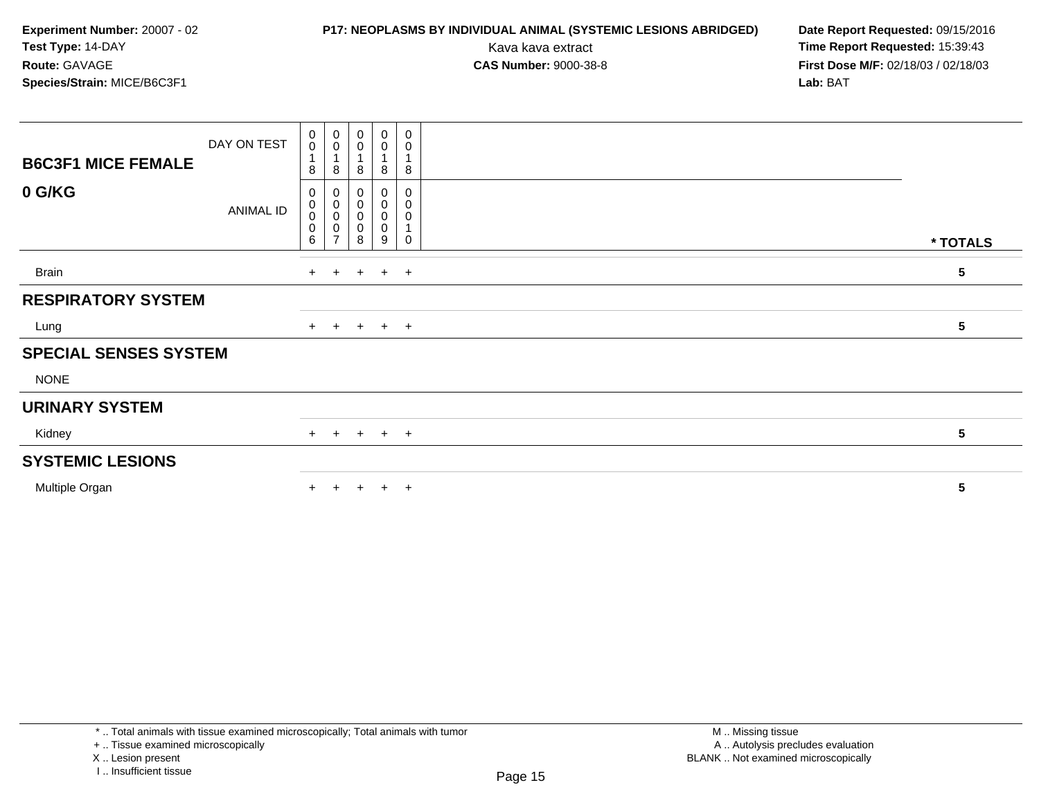**Experiment Number:** 20007 - 02
**Test Type:** 14-DAY
**Route:** GAVAGE
**Species/Strain:** MICE/B6C3F1

**P17: NEOPLASMS BY INDIVIDUAL ANIMAL (SYSTEMIC LESIONS ABRIDGED)**
Kava kava extract
**CAS Number:** 9000-38-8

**Date Report Requested:** 09/15/2016
**Time Report Requested:** 15:39:43
**First Dose M/F:** 02/18/03 / 02/18/03
**Lab:** BAT

| B6C3F1 MICE FEMALE / 0 G/KG | | | | | | |
|---|---|---|---|---|---|---|
| DAY ON TEST | 0018 | 0018 | 0018 | 0018 | 0018 | |
| ANIMAL ID | 00006 | 00007 | 00008 | 00009 | 00010 | * TOTALS |
| Brain | + | + | + | + | + | 5 |
| **RESPIRATORY SYSTEM** | | | | | | |
| Lung | + | + | + | + | + | 5 |
| **SPECIAL SENSES SYSTEM** | | | | | | |
| NONE | | | | | | |
| **URINARY SYSTEM** | | | | | | |
| Kidney | + | + | + | + | + | 5 |
| **SYSTEMIC LESIONS** | | | | | | |
| Multiple Organ | + | + | + | + | + | 5 |

\* .. Total animals with tissue examined microscopically; Total animals with tumor
\+ .. Tissue examined microscopically
X .. Lesion present
I .. Insufficient tissue

M .. Missing tissue
A .. Autolysis precludes evaluation
BLANK .. Not examined microscopically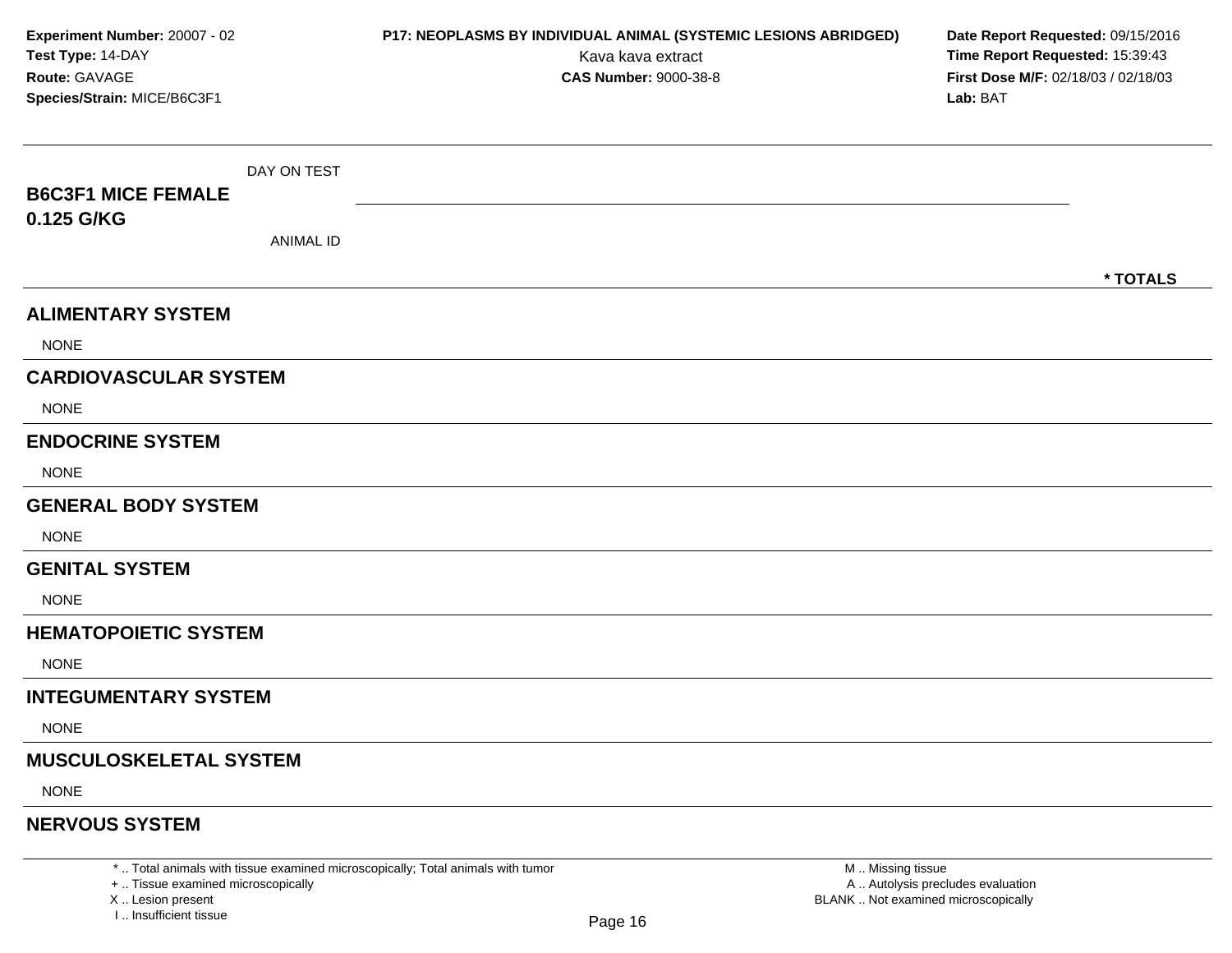**Experiment Number:** 20007 - 02
**Test Type:** 14-DAY
**Route:** GAVAGE
**Species/Strain:** MICE/B6C3F1

**P17: NEOPLASMS BY INDIVIDUAL ANIMAL (SYSTEMIC LESIONS ABRIDGED)**
Kava kava extract
**CAS Number:** 9000-38-8

**Date Report Requested:** 09/15/2016
**Time Report Requested:** 15:39:43
**First Dose M/F:** 02/18/03 / 02/18/03
**Lab:** BAT

**B6C3F1 MICE FEMALE**
**0.125 G/KG**

DAY ON TEST

ANIMAL ID

**\* TOTALS**

## ALIMENTARY SYSTEM

NONE

## CARDIOVASCULAR SYSTEM

NONE

## ENDOCRINE SYSTEM

NONE

## GENERAL BODY SYSTEM

NONE

## GENITAL SYSTEM

NONE

## HEMATOPOIETIC SYSTEM

NONE

## INTEGUMENTARY SYSTEM

NONE

## MUSCULOSKELETAL SYSTEM

NONE

## NERVOUS SYSTEM

\* .. Total animals with tissue examined microscopically; Total animals with tumor
\+ .. Tissue examined microscopically
X .. Lesion present
I .. Insufficient tissue

M .. Missing tissue
A .. Autolysis precludes evaluation
BLANK .. Not examined microscopically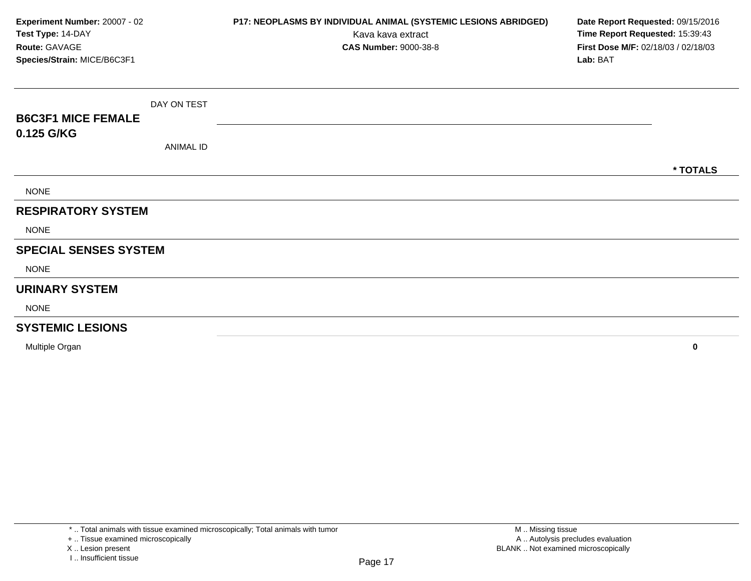**Experiment Number:** 20007 - 02
**Test Type:** 14-DAY
**Route:** GAVAGE
**Species/Strain:** MICE/B6C3F1

**P17: NEOPLASMS BY INDIVIDUAL ANIMAL (SYSTEMIC LESIONS ABRIDGED)**
Kava kava extract
**CAS Number:** 9000-38-8

**Date Report Requested:** 09/15/2016
**Time Report Requested:** 15:39:43
**First Dose M/F:** 02/18/03 / 02/18/03
**Lab:** BAT

| **B6C3F1 MICE FEMALE 0.125 G/KG** DAY ON TEST / ANIMAL ID | * TOTALS |
|---|---|
| NONE | |
| **RESPIRATORY SYSTEM** | |
| NONE | |
| **SPECIAL SENSES SYSTEM** | |
| NONE | |
| **URINARY SYSTEM** | |
| NONE | |
| **SYSTEMIC LESIONS** | |
| Multiple Organ | **0** |

\* .. Total animals with tissue examined microscopically; Total animals with tumor
\+ .. Tissue examined microscopically
X .. Lesion present
I .. Insufficient tissue

M .. Missing tissue
A .. Autolysis precludes evaluation
BLANK .. Not examined microscopically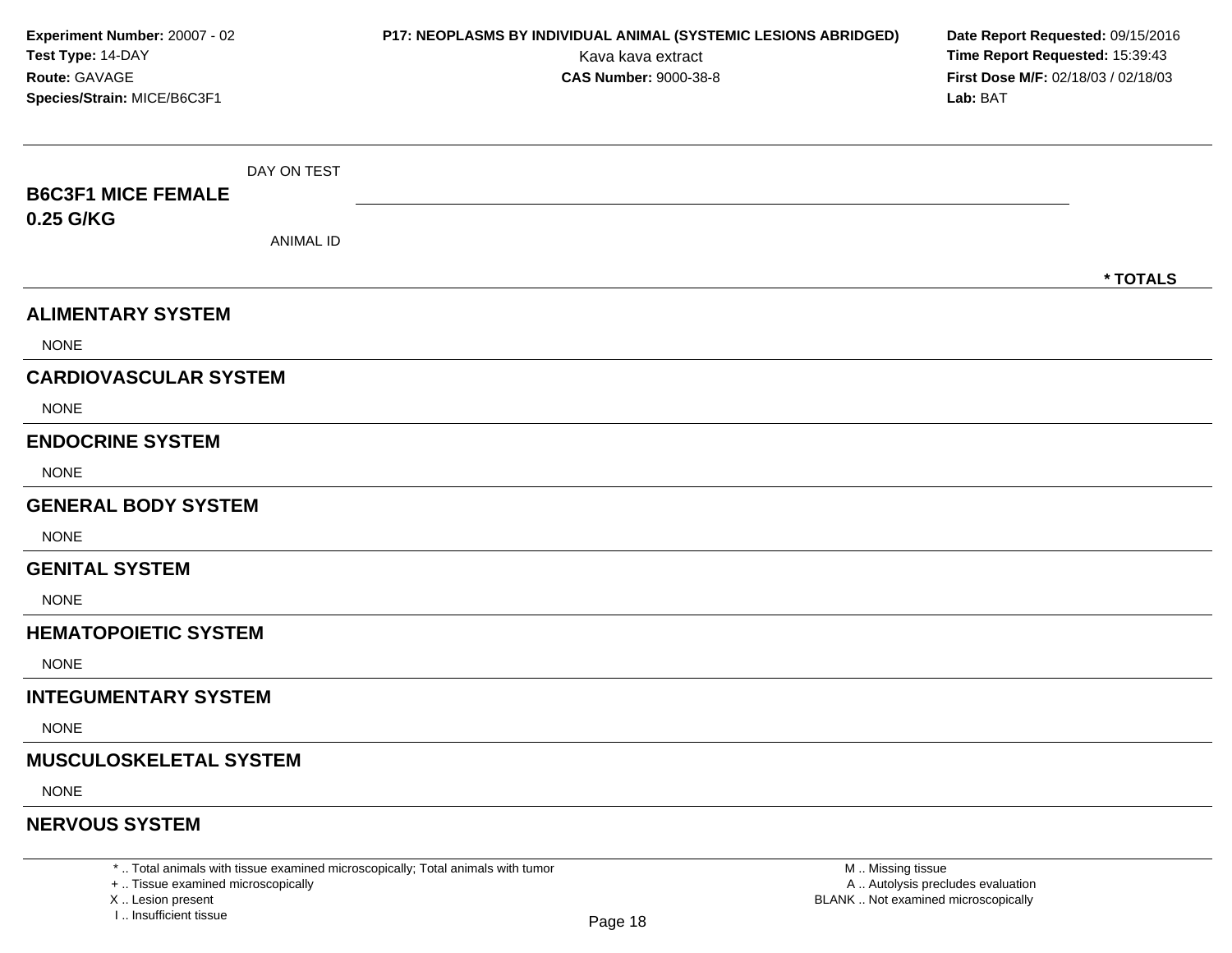**Experiment Number:** 20007 - 02
**Test Type:** 14-DAY
**Route:** GAVAGE
**Species/Strain:** MICE/B6C3F1

**P17: NEOPLASMS BY INDIVIDUAL ANIMAL (SYSTEMIC LESIONS ABRIDGED)**
Kava kava extract
**CAS Number:** 9000-38-8

**Date Report Requested:** 09/15/2016
**Time Report Requested:** 15:39:43
**First Dose M/F:** 02/18/03 / 02/18/03
**Lab:** BAT

**B6C3F1 MICE FEMALE 0.25 G/KG**

DAY ON TEST

ANIMAL ID

*** TOTALS**

## ALIMENTARY SYSTEM

NONE

## CARDIOVASCULAR SYSTEM

NONE

## ENDOCRINE SYSTEM

NONE

## GENERAL BODY SYSTEM

NONE

## GENITAL SYSTEM

NONE

## HEMATOPOIETIC SYSTEM

NONE

## INTEGUMENTARY SYSTEM

NONE

## MUSCULOSKELETAL SYSTEM

NONE

## NERVOUS SYSTEM

\* .. Total animals with tissue examined microscopically; Total animals with tumor
\+ .. Tissue examined microscopically
X .. Lesion present
I .. Insufficient tissue

M .. Missing tissue
A .. Autolysis precludes evaluation
BLANK .. Not examined microscopically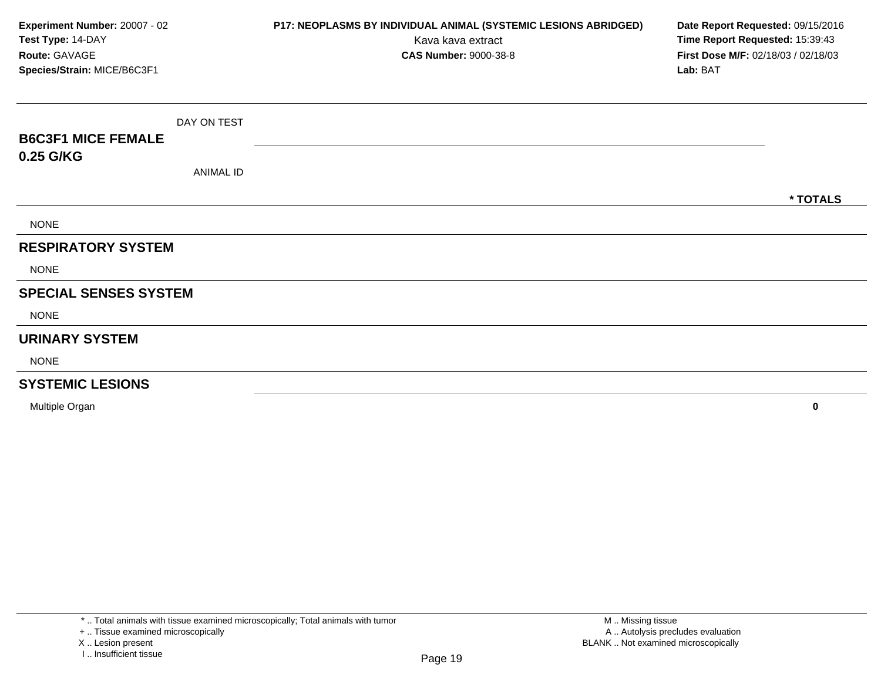**Experiment Number:** 20007 - 02
**Test Type:** 14-DAY
**Route:** GAVAGE
**Species/Strain:** MICE/B6C3F1

**P17: NEOPLASMS BY INDIVIDUAL ANIMAL (SYSTEMIC LESIONS ABRIDGED)**
Kava kava extract
**CAS Number:** 9000-38-8

**Date Report Requested:** 09/15/2016
**Time Report Requested:** 15:39:43
**First Dose M/F:** 02/18/03 / 02/18/03
**Lab:** BAT

| B6C3F1 MICE FEMALE 0.25 G/KG | DAY ON TEST / ANIMAL ID | * TOTALS |
|---|---|---|
| NONE | | |
| **RESPIRATORY SYSTEM** | | |
| NONE | | |
| **SPECIAL SENSES SYSTEM** | | |
| NONE | | |
| **URINARY SYSTEM** | | |
| NONE | | |
| **SYSTEMIC LESIONS** | | |
| Multiple Organ | | **0** |

\* .. Total animals with tissue examined microscopically; Total animals with tumor
\+ .. Tissue examined microscopically
X .. Lesion present
I .. Insufficient tissue

M .. Missing tissue
A .. Autolysis precludes evaluation
BLANK .. Not examined microscopically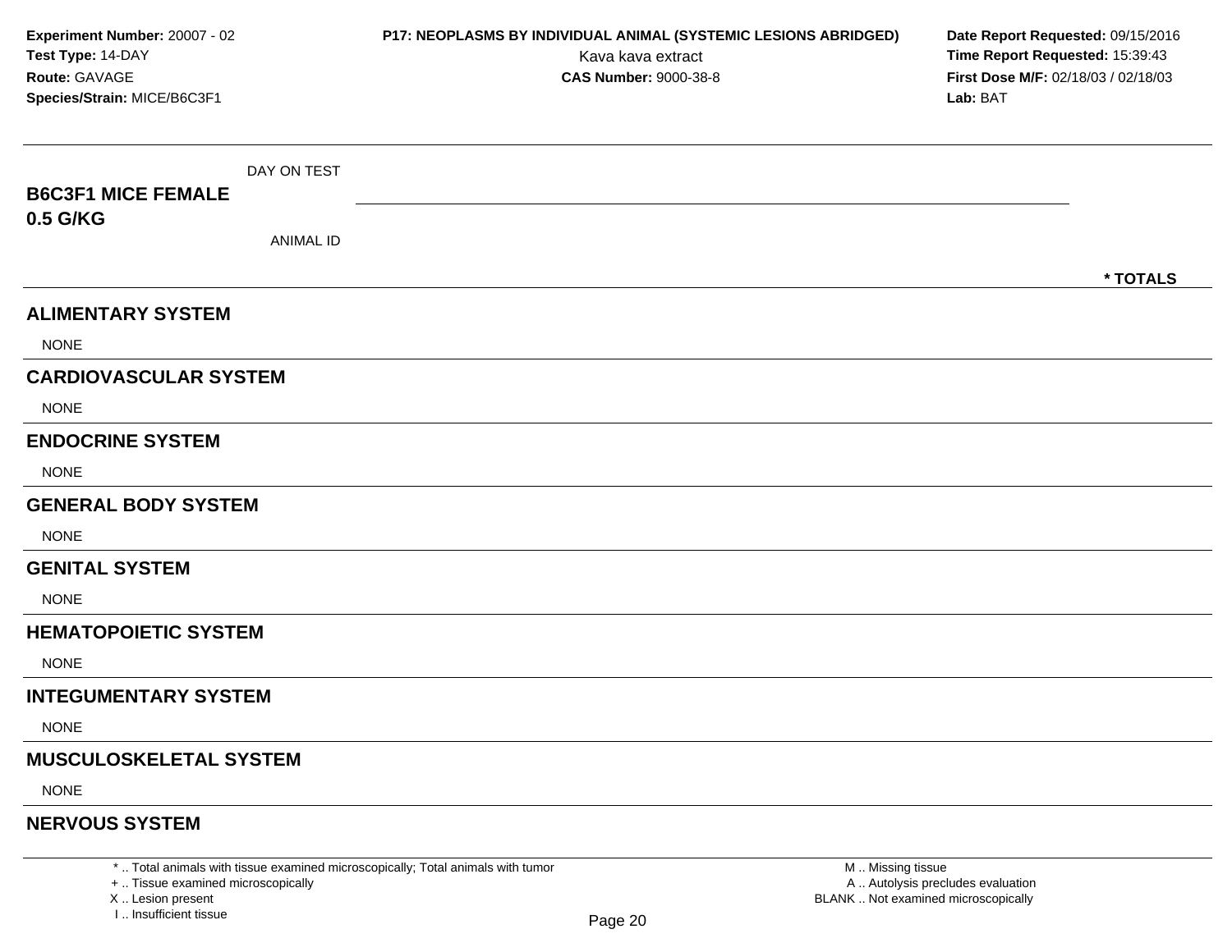**Experiment Number:** 20007 - 02
**Test Type:** 14-DAY
**Route:** GAVAGE
**Species/Strain:** MICE/B6C3F1

**P17: NEOPLASMS BY INDIVIDUAL ANIMAL (SYSTEMIC LESIONS ABRIDGED)**
Kava kava extract
**CAS Number:** 9000-38-8

**Date Report Requested:** 09/15/2016
**Time Report Requested:** 15:39:43
**First Dose M/F:** 02/18/03 / 02/18/03
**Lab:** BAT

| **B6C3F1 MICE FEMALE 0.5 G/KG** | DAY ON TEST / ANIMAL ID | * TOTALS |
|---|---|---|
| **ALIMENTARY SYSTEM** | | |
| NONE | | |
| **CARDIOVASCULAR SYSTEM** | | |
| NONE | | |
| **ENDOCRINE SYSTEM** | | |
| NONE | | |
| **GENERAL BODY SYSTEM** | | |
| NONE | | |
| **GENITAL SYSTEM** | | |
| NONE | | |
| **HEMATOPOIETIC SYSTEM** | | |
| NONE | | |
| **INTEGUMENTARY SYSTEM** | | |
| NONE | | |
| **MUSCULOSKELETAL SYSTEM** | | |
| NONE | | |
| **NERVOUS SYSTEM** | | |

* .. Total animals with tissue examined microscopically; Total animals with tumor
+ .. Tissue examined microscopically
X .. Lesion present
I .. Insufficient tissue

M .. Missing tissue
A .. Autolysis precludes evaluation
BLANK .. Not examined microscopically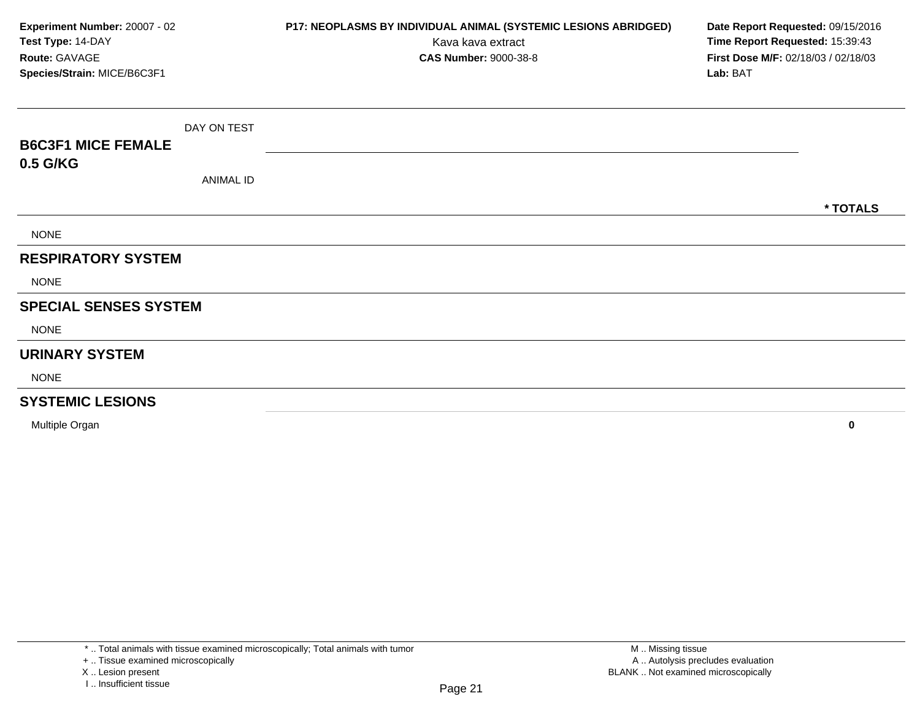**Experiment Number:** 20007 - 02
**Test Type:** 14-DAY
**Route:** GAVAGE
**Species/Strain:** MICE/B6C3F1

**P17: NEOPLASMS BY INDIVIDUAL ANIMAL (SYSTEMIC LESIONS ABRIDGED)**
Kava kava extract
**CAS Number:** 9000-38-8

**Date Report Requested:** 09/15/2016
**Time Report Requested:** 15:39:43
**First Dose M/F:** 02/18/03 / 02/18/03
**Lab:** BAT

| **B6C3F1 MICE FEMALE 0.5 G/KG** DAY ON TEST / ANIMAL ID | **\* TOTALS** |
|---|---|
| NONE | |
| **RESPIRATORY SYSTEM** | |
| NONE | |
| **SPECIAL SENSES SYSTEM** | |
| NONE | |
| **URINARY SYSTEM** | |
| NONE | |
| **SYSTEMIC LESIONS** | |
| Multiple Organ | **0** |

\* .. Total animals with tissue examined microscopically; Total animals with tumor
\+ .. Tissue examined microscopically
X .. Lesion present
I .. Insufficient tissue

M .. Missing tissue
A .. Autolysis precludes evaluation
BLANK .. Not examined microscopically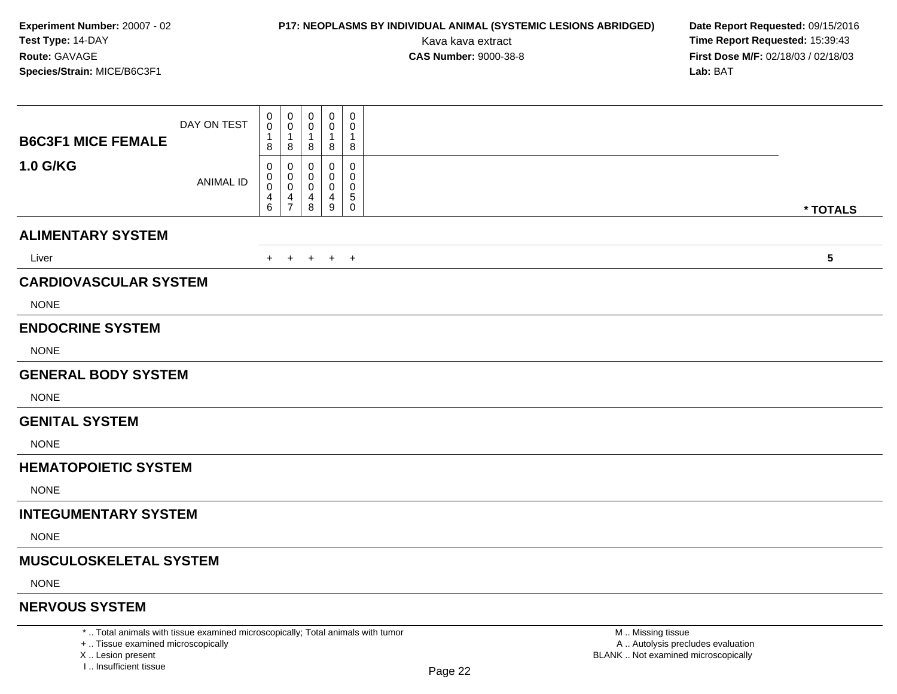**Experiment Number:** 20007 - 02
**Test Type:** 14-DAY
**Route:** GAVAGE
**Species/Strain:** MICE/B6C3F1

**P17: NEOPLASMS BY INDIVIDUAL ANIMAL (SYSTEMIC LESIONS ABRIDGED)**
Kava kava extract
**CAS Number:** 9000-38-8

**Date Report Requested:** 09/15/2016
**Time Report Requested:** 15:39:43
**First Dose M/F:** 02/18/03 / 02/18/03
**Lab:** BAT

| **B6C3F1 MICE FEMALE 1.0 G/KG** | | | | | | |
|---|---|---|---|---|---|---|
| DAY ON TEST | 0018 | 0018 | 0018 | 0018 | 0018 | |
| ANIMAL ID | 00046 | 00047 | 00048 | 00049 | 00050 | **\* TOTALS** |
| **ALIMENTARY SYSTEM** | | | | | | |
| Liver | + | + | + | + | + | **5** |
| **CARDIOVASCULAR SYSTEM** | | | | | | |
| NONE | | | | | | |
| **ENDOCRINE SYSTEM** | | | | | | |
| NONE | | | | | | |
| **GENERAL BODY SYSTEM** | | | | | | |
| NONE | | | | | | |
| **GENITAL SYSTEM** | | | | | | |
| NONE | | | | | | |
| **HEMATOPOIETIC SYSTEM** | | | | | | |
| NONE | | | | | | |
| **INTEGUMENTARY SYSTEM** | | | | | | |
| NONE | | | | | | |
| **MUSCULOSKELETAL SYSTEM** | | | | | | |
| NONE | | | | | | |
| **NERVOUS SYSTEM** | | | | | | |

\* .. Total animals with tissue examined microscopically; Total animals with tumor
\+ .. Tissue examined microscopically
X .. Lesion present
I .. Insufficient tissue

M .. Missing tissue
A .. Autolysis precludes evaluation
BLANK .. Not examined microscopically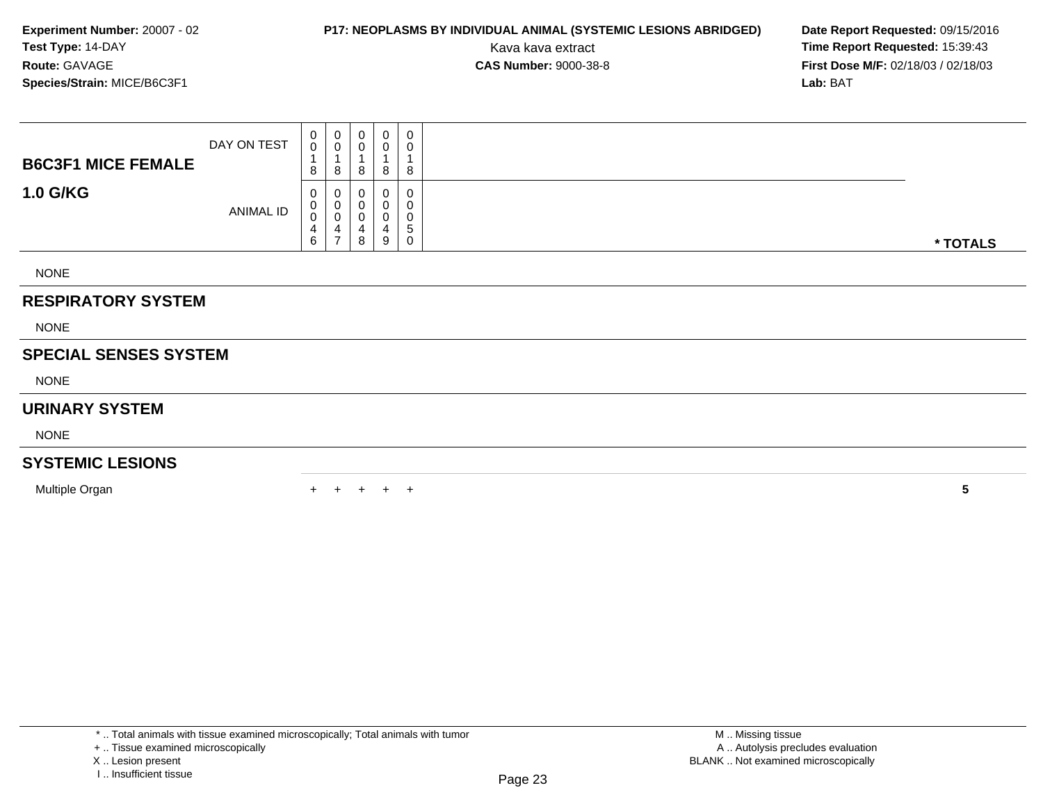**Experiment Number:** 20007 - 02
**Test Type:** 14-DAY
**Route:** GAVAGE
**Species/Strain:** MICE/B6C3F1

**P17: NEOPLASMS BY INDIVIDUAL ANIMAL (SYSTEMIC LESIONS ABRIDGED)**
Kava kava extract
**CAS Number:** 9000-38-8

**Date Report Requested:** 09/15/2016
**Time Report Requested:** 15:39:43
**First Dose M/F:** 02/18/03 / 02/18/03
**Lab:** BAT

| B6C3F1 MICE FEMALE 1.0 G/KG | | | | | | |
|---|---|---|---|---|---|---|
| DAY ON TEST | 0018 | 0018 | 0018 | 0018 | 0018 | |
| ANIMAL ID | 00046 | 00047 | 00048 | 00049 | 00050 | * TOTALS |
| NONE | | | | | | |
| **RESPIRATORY SYSTEM** | | | | | | |
| NONE | | | | | | |
| **SPECIAL SENSES SYSTEM** | | | | | | |
| NONE | | | | | | |
| **URINARY SYSTEM** | | | | | | |
| NONE | | | | | | |
| **SYSTEMIC LESIONS** | | | | | | |
| Multiple Organ | + | + | + | + | + | 5 |

* .. Total animals with tissue examined microscopically; Total animals with tumor
+ .. Tissue examined microscopically
X .. Lesion present
I .. Insufficient tissue

M .. Missing tissue
A .. Autolysis precludes evaluation
BLANK .. Not examined microscopically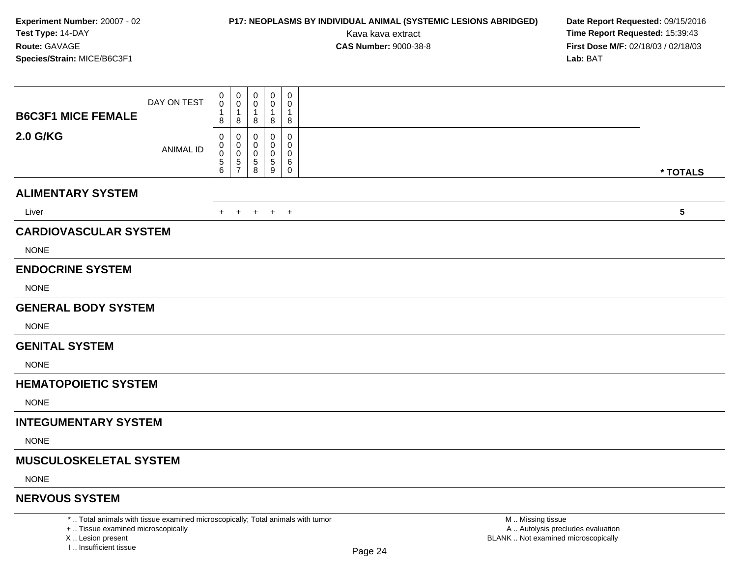**Experiment Number:** 20007 - 02
**Test Type:** 14-DAY
**Route:** GAVAGE
**Species/Strain:** MICE/B6C3F1

**P17: NEOPLASMS BY INDIVIDUAL ANIMAL (SYSTEMIC LESIONS ABRIDGED)**
Kava kava extract
**CAS Number:** 9000-38-8

**Date Report Requested:** 09/15/2016
**Time Report Requested:** 15:39:43
**First Dose M/F:** 02/18/03 / 02/18/03
**Lab:** BAT

| **B6C3F1 MICE FEMALE 2.0 G/KG** | | | | | | |
|---|---|---|---|---|---|---|
| DAY ON TEST | 0018 | 0018 | 0018 | 0018 | 0018 | |
| ANIMAL ID | 00056 | 00057 | 00058 | 00059 | 00060 | **\* TOTALS** |
| **ALIMENTARY SYSTEM** | | | | | | |
| Liver | + | + | + | + | + | **5** |
| **CARDIOVASCULAR SYSTEM** | | | | | | |
| NONE | | | | | | |
| **ENDOCRINE SYSTEM** | | | | | | |
| NONE | | | | | | |
| **GENERAL BODY SYSTEM** | | | | | | |
| NONE | | | | | | |
| **GENITAL SYSTEM** | | | | | | |
| NONE | | | | | | |
| **HEMATOPOIETIC SYSTEM** | | | | | | |
| NONE | | | | | | |
| **INTEGUMENTARY SYSTEM** | | | | | | |
| NONE | | | | | | |
| **MUSCULOSKELETAL SYSTEM** | | | | | | |
| NONE | | | | | | |
| **NERVOUS SYSTEM** | | | | | | |

\* .. Total animals with tissue examined microscopically; Total animals with tumor
\+ .. Tissue examined microscopically
X .. Lesion present
I .. Insufficient tissue

M .. Missing tissue
A .. Autolysis precludes evaluation
BLANK .. Not examined microscopically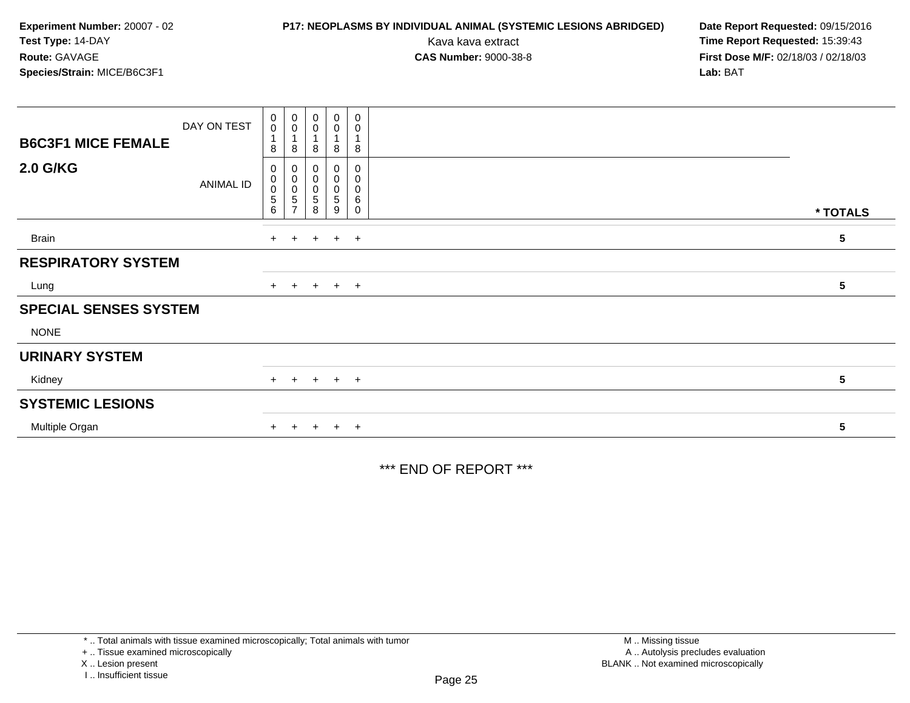**Experiment Number:** 20007 - 02
**Test Type:** 14-DAY
**Route:** GAVAGE
**Species/Strain:** MICE/B6C3F1

**P17: NEOPLASMS BY INDIVIDUAL ANIMAL (SYSTEMIC LESIONS ABRIDGED)**
Kava kava extract
**CAS Number:** 9000-38-8

**Date Report Requested:** 09/15/2016
**Time Report Requested:** 15:39:43
**First Dose M/F:** 02/18/03 / 02/18/03
**Lab:** BAT

| **B6C3F1 MICE FEMALE** **2.0 G/KG** | | | | | | |
|---|---|---|---|---|---|---|
| DAY ON TEST | 0018 | 0018 | 0018 | 0018 | 0018 | |
| ANIMAL ID | 00056 | 00057 | 00058 | 00059 | 00060 | * TOTALS |
| Brain | + | + | + | + | + | 5 |
| **RESPIRATORY SYSTEM** | | | | | | |
| Lung | + | + | + | + | + | 5 |
| **SPECIAL SENSES SYSTEM** | | | | | | |
| NONE | | | | | | |
| **URINARY SYSTEM** | | | | | | |
| Kidney | + | + | + | + | + | 5 |
| **SYSTEMIC LESIONS** | | | | | | |
| Multiple Organ | + | + | + | + | + | 5 |

*** END OF REPORT ***

* .. Total animals with tissue examined microscopically; Total animals with tumor
\+ .. Tissue examined microscopically
X .. Lesion present
I .. Insufficient tissue

M .. Missing tissue
A .. Autolysis precludes evaluation
BLANK .. Not examined microscopically